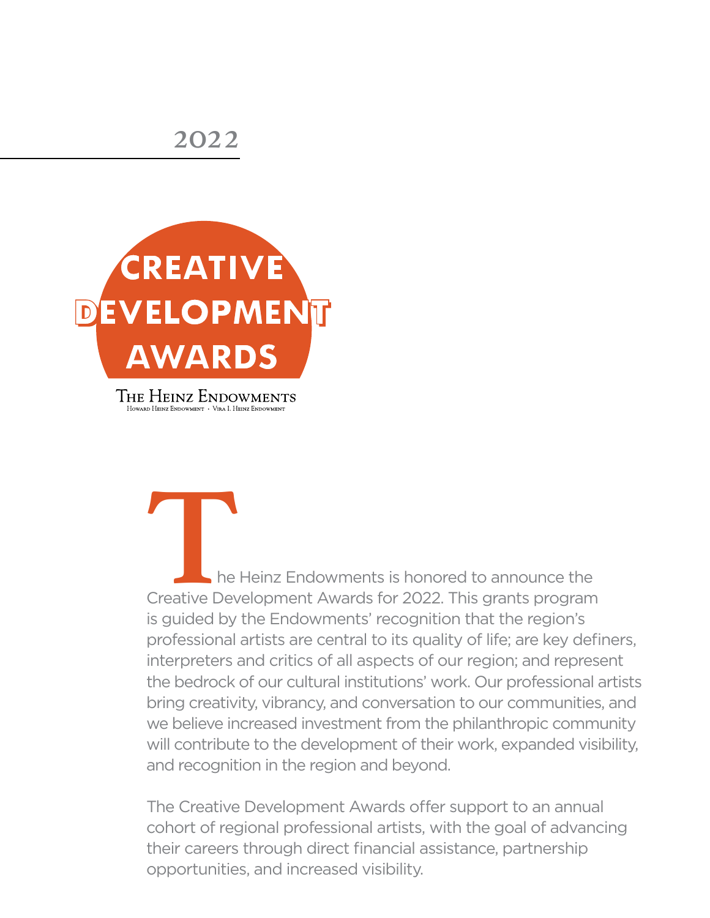2022

# CREATIVE DEVELOPMENT AWARDS

THE HEINZ ENDOWMENTS
HOWARD HEINZ ENDOWMENT · VIRA I. HEINZ ENDOWMENT

The Heinz Endowments is honored to announce the Creative Development Awards for 2022. This grants program is guided by the Endowments' recognition that the region's professional artists are central to its quality of life; are key definers, interpreters and critics of all aspects of our region; and represent the bedrock of our cultural institutions' work. Our professional artists bring creativity, vibrancy, and conversation to our communities, and we believe increased investment from the philanthropic community will contribute to the development of their work, expanded visibility, and recognition in the region and beyond.

The Creative Development Awards offer support to an annual cohort of regional professional artists, with the goal of advancing their careers through direct financial assistance, partnership opportunities, and increased visibility.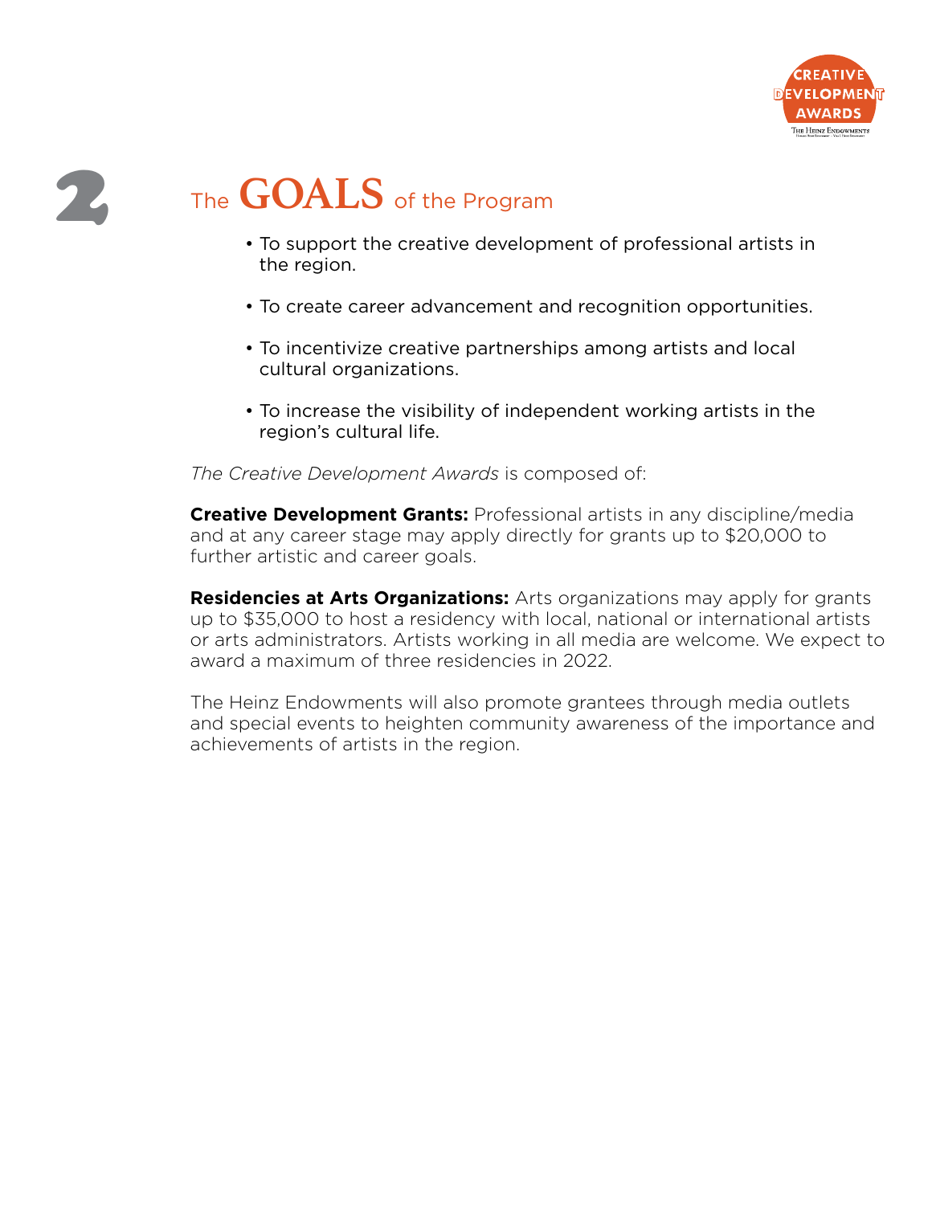# 2 The GOALS of the Program

- To support the creative development of professional artists in the region.
- To create career advancement and recognition opportunities.
- To incentivize creative partnerships among artists and local cultural organizations.
- To increase the visibility of independent working artists in the region's cultural life.

*The Creative Development Awards* is composed of:

**Creative Development Grants:** Professional artists in any discipline/media and at any career stage may apply directly for grants up to $20,000 to further artistic and career goals.

**Residencies at Arts Organizations:** Arts organizations may apply for grants up to $35,000 to host a residency with local, national or international artists or arts administrators. Artists working in all media are welcome. We expect to award a maximum of three residencies in 2022.

The Heinz Endowments will also promote grantees through media outlets and special events to heighten community awareness of the importance and achievements of artists in the region.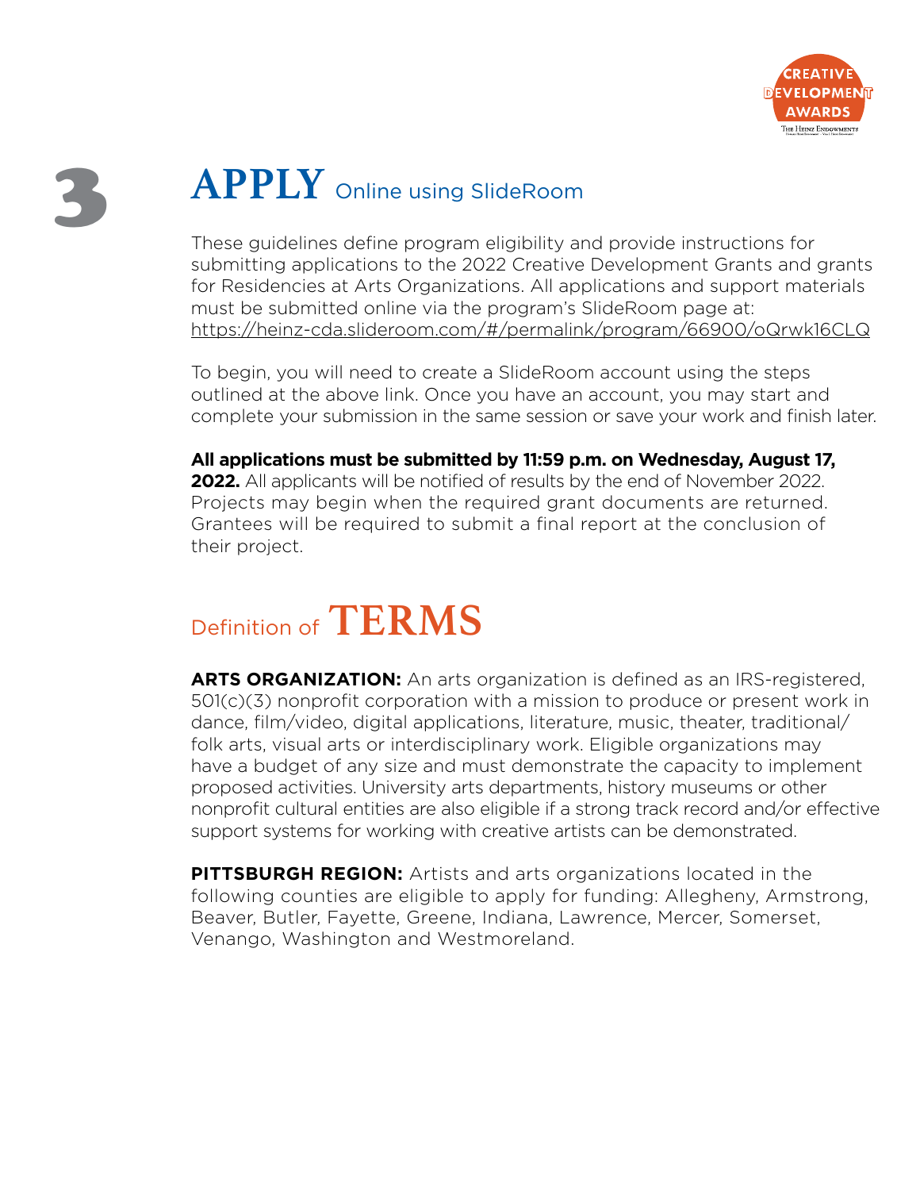# 3 APPLY Online using SlideRoom

These guidelines define program eligibility and provide instructions for submitting applications to the 2022 Creative Development Grants and grants for Residencies at Arts Organizations. All applications and support materials must be submitted online via the program's SlideRoom page at: https://heinz-cda.slideroom.com/#/permalink/program/66900/oQrwk16CLQ

To begin, you will need to create a SlideRoom account using the steps outlined at the above link. Once you have an account, you may start and complete your submission in the same session or save your work and finish later.

**All applications must be submitted by 11:59 p.m. on Wednesday, August 17, 2022.** All applicants will be notified of results by the end of November 2022. Projects may begin when the required grant documents are returned. Grantees will be required to submit a final report at the conclusion of their project.

## Definition of TERMS

**ARTS ORGANIZATION:** An arts organization is defined as an IRS-registered, 501(c)(3) nonprofit corporation with a mission to produce or present work in dance, film/video, digital applications, literature, music, theater, traditional/folk arts, visual arts or interdisciplinary work. Eligible organizations may have a budget of any size and must demonstrate the capacity to implement proposed activities. University arts departments, history museums or other nonprofit cultural entities are also eligible if a strong track record and/or effective support systems for working with creative artists can be demonstrated.

**PITTSBURGH REGION:** Artists and arts organizations located in the following counties are eligible to apply for funding: Allegheny, Armstrong, Beaver, Butler, Fayette, Greene, Indiana, Lawrence, Mercer, Somerset, Venango, Washington and Westmoreland.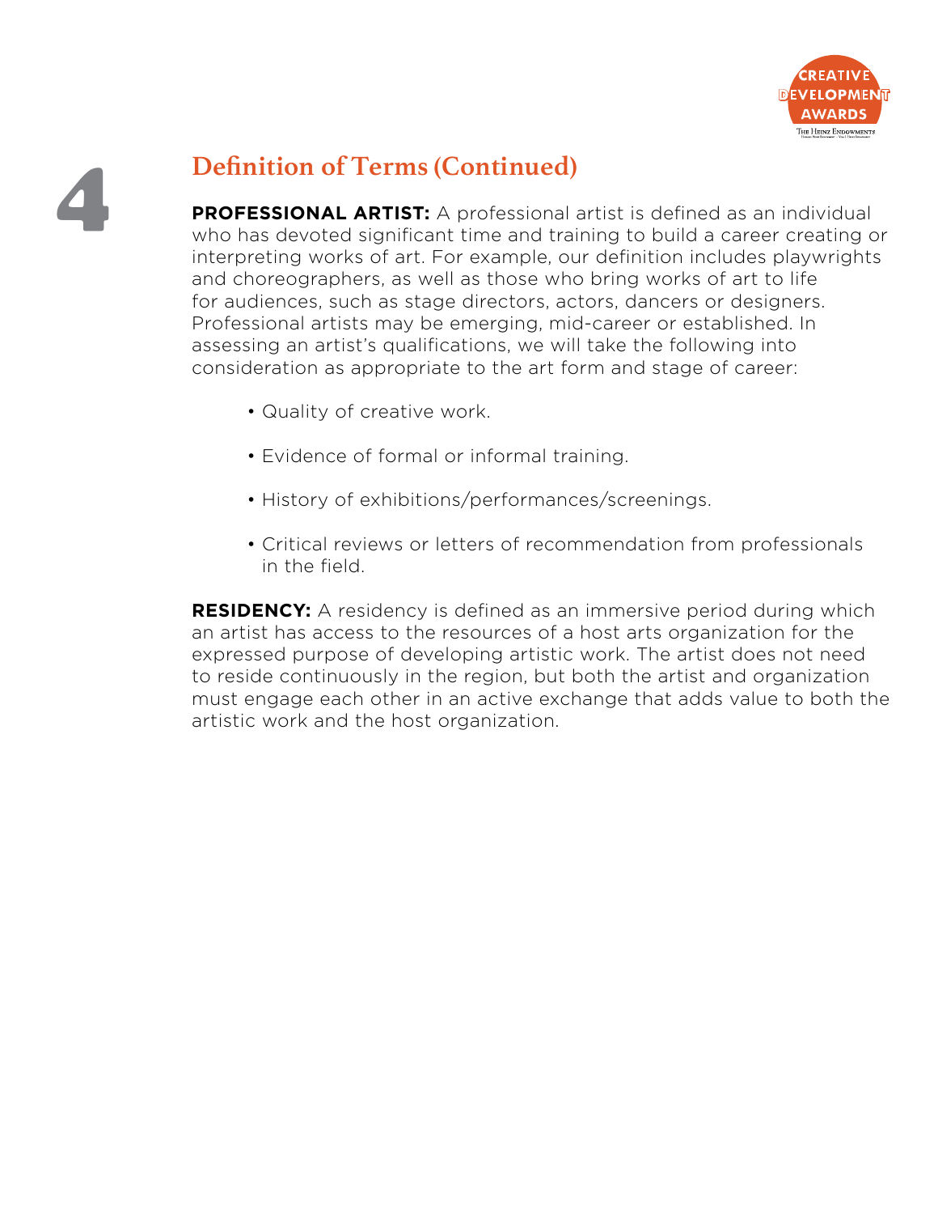# 4

## Definition of Terms (Continued)

**PROFESSIONAL ARTIST:** A professional artist is defined as an individual who has devoted significant time and training to build a career creating or interpreting works of art. For example, our definition includes playwrights and choreographers, as well as those who bring works of art to life for audiences, such as stage directors, actors, dancers or designers. Professional artists may be emerging, mid-career or established. In assessing an artist's qualifications, we will take the following into consideration as appropriate to the art form and stage of career:

- Quality of creative work.
- Evidence of formal or informal training.
- History of exhibitions/performances/screenings.
- Critical reviews or letters of recommendation from professionals in the field.

**RESIDENCY:** A residency is defined as an immersive period during which an artist has access to the resources of a host arts organization for the expressed purpose of developing artistic work. The artist does not need to reside continuously in the region, but both the artist and organization must engage each other in an active exchange that adds value to both the artistic work and the host organization.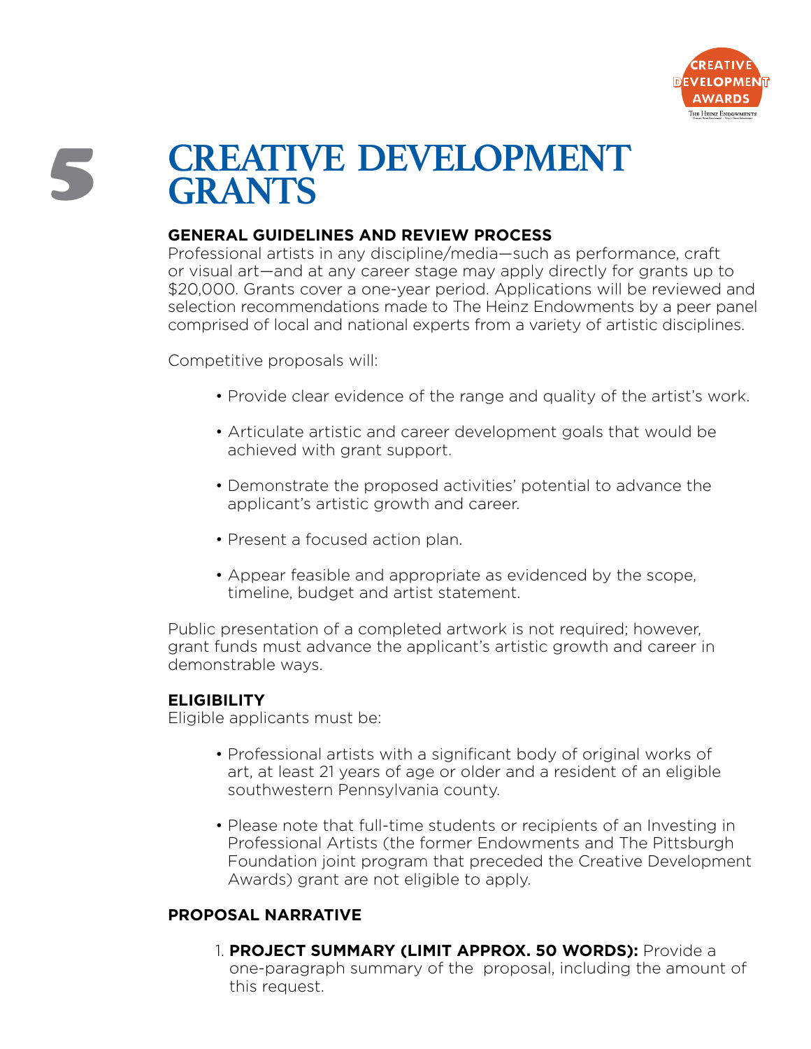# CREATIVE DEVELOPMENT GRANTS

### GENERAL GUIDELINES AND REVIEW PROCESS

Professional artists in any discipline/media—such as performance, craft or visual art—and at any career stage may apply directly for grants up to $20,000. Grants cover a one-year period. Applications will be reviewed and selection recommendations made to The Heinz Endowments by a peer panel comprised of local and national experts from a variety of artistic disciplines.

Competitive proposals will:

- Provide clear evidence of the range and quality of the artist's work.
- Articulate artistic and career development goals that would be achieved with grant support.
- Demonstrate the proposed activities' potential to advance the applicant's artistic growth and career.
- Present a focused action plan.
- Appear feasible and appropriate as evidenced by the scope, timeline, budget and artist statement.

Public presentation of a completed artwork is not required; however, grant funds must advance the applicant's artistic growth and career in demonstrable ways.

### ELIGIBILITY

Eligible applicants must be:

- Professional artists with a significant body of original works of art, at least 21 years of age or older and a resident of an eligible southwestern Pennsylvania county.
- Please note that full-time students or recipients of an Investing in Professional Artists (the former Endowments and The Pittsburgh Foundation joint program that preceded the Creative Development Awards) grant are not eligible to apply.

### PROPOSAL NARRATIVE

1. **PROJECT SUMMARY (LIMIT APPROX. 50 WORDS):** Provide a one-paragraph summary of the proposal, including the amount of this request.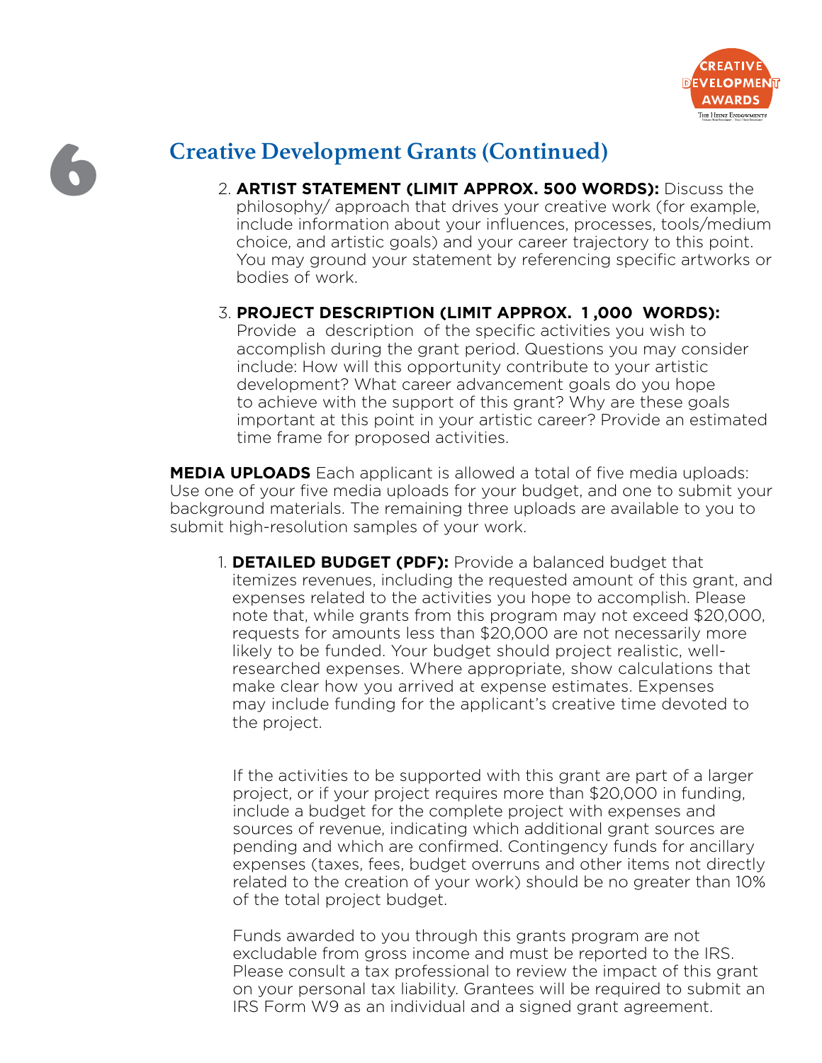## Creative Development Grants (Continued)

2. **ARTIST STATEMENT (LIMIT APPROX. 500 WORDS):** Discuss the philosophy/ approach that drives your creative work (for example, include information about your influences, processes, tools/medium choice, and artistic goals) and your career trajectory to this point. You may ground your statement by referencing specific artworks or bodies of work.

3. **PROJECT DESCRIPTION (LIMIT APPROX. 1,000 WORDS):** Provide a description of the specific activities you wish to accomplish during the grant period. Questions you may consider include: How will this opportunity contribute to your artistic development? What career advancement goals do you hope to achieve with the support of this grant? Why are these goals important at this point in your artistic career? Provide an estimated time frame for proposed activities.

**MEDIA UPLOADS** Each applicant is allowed a total of five media uploads: Use one of your five media uploads for your budget, and one to submit your background materials. The remaining three uploads are available to you to submit high-resolution samples of your work.

1. **DETAILED BUDGET (PDF):** Provide a balanced budget that itemizes revenues, including the requested amount of this grant, and expenses related to the activities you hope to accomplish. Please note that, while grants from this program may not exceed $20,000, requests for amounts less than $20,000 are not necessarily more likely to be funded. Your budget should project realistic, well-researched expenses. Where appropriate, show calculations that make clear how you arrived at expense estimates. Expenses may include funding for the applicant's creative time devoted to the project.

   If the activities to be supported with this grant are part of a larger project, or if your project requires more than $20,000 in funding, include a budget for the complete project with expenses and sources of revenue, indicating which additional grant sources are pending and which are confirmed. Contingency funds for ancillary expenses (taxes, fees, budget overruns and other items not directly related to the creation of your work) should be no greater than 10% of the total project budget.

   Funds awarded to you through this grants program are not excludable from gross income and must be reported to the IRS. Please consult a tax professional to review the impact of this grant on your personal tax liability. Grantees will be required to submit an IRS Form W9 as an individual and a signed grant agreement.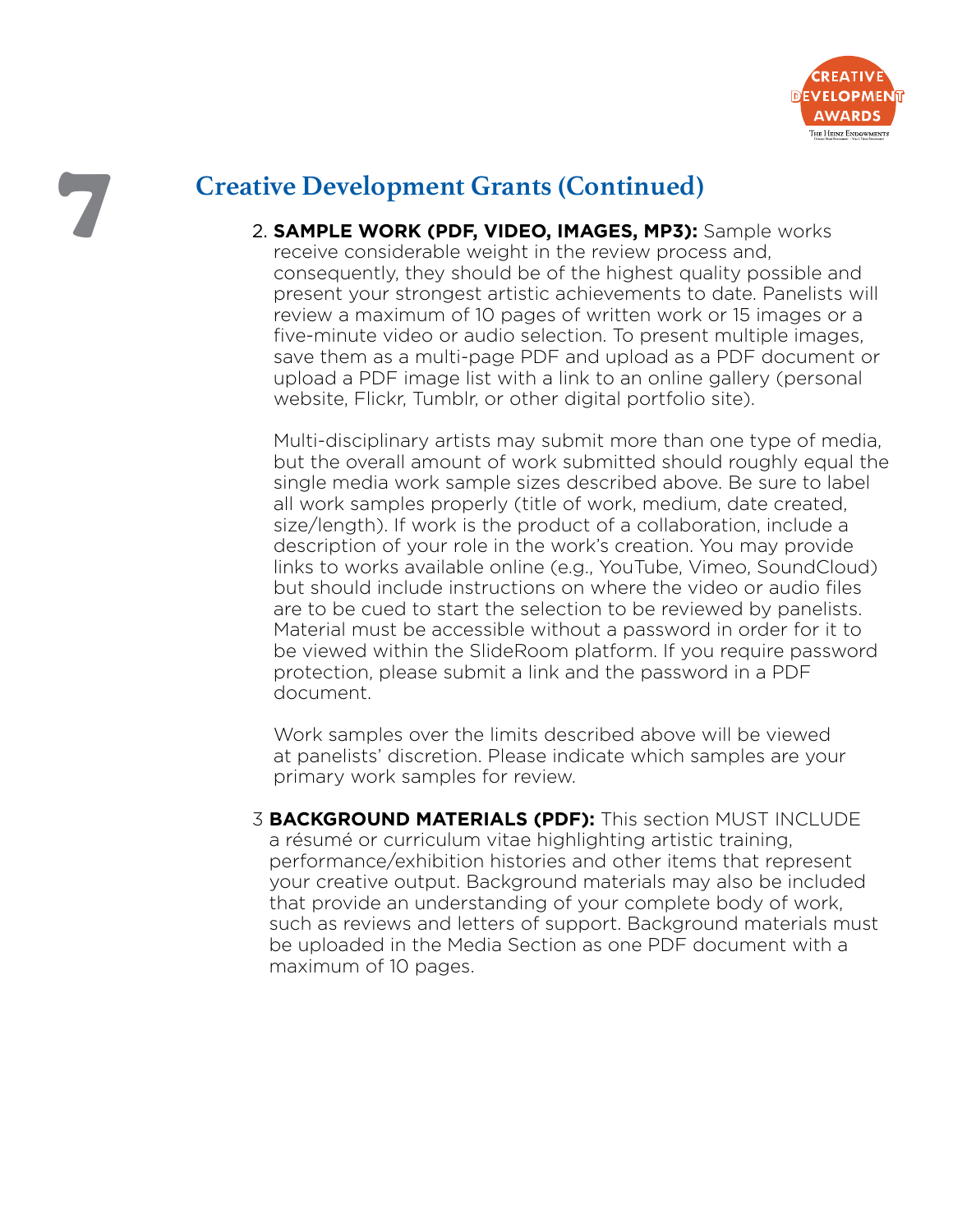## Creative Development Grants (Continued)

2. **SAMPLE WORK (PDF, VIDEO, IMAGES, MP3):** Sample works receive considerable weight in the review process and, consequently, they should be of the highest quality possible and present your strongest artistic achievements to date. Panelists will review a maximum of 10 pages of written work or 15 images or a five-minute video or audio selection. To present multiple images, save them as a multi-page PDF and upload as a PDF document or upload a PDF image list with a link to an online gallery (personal website, Flickr, Tumblr, or other digital portfolio site).

   Multi-disciplinary artists may submit more than one type of media, but the overall amount of work submitted should roughly equal the single media work sample sizes described above. Be sure to label all work samples properly (title of work, medium, date created, size/length). If work is the product of a collaboration, include a description of your role in the work's creation. You may provide links to works available online (e.g., YouTube, Vimeo, SoundCloud) but should include instructions on where the video or audio files are to be cued to start the selection to be reviewed by panelists. Material must be accessible without a password in order for it to be viewed within the SlideRoom platform. If you require password protection, please submit a link and the password in a PDF document.

   Work samples over the limits described above will be viewed at panelists' discretion. Please indicate which samples are your primary work samples for review.

3 **BACKGROUND MATERIALS (PDF):** This section MUST INCLUDE a résumé or curriculum vitae highlighting artistic training, performance/exhibition histories and other items that represent your creative output. Background materials may also be included that provide an understanding of your complete body of work, such as reviews and letters of support. Background materials must be uploaded in the Media Section as one PDF document with a maximum of 10 pages.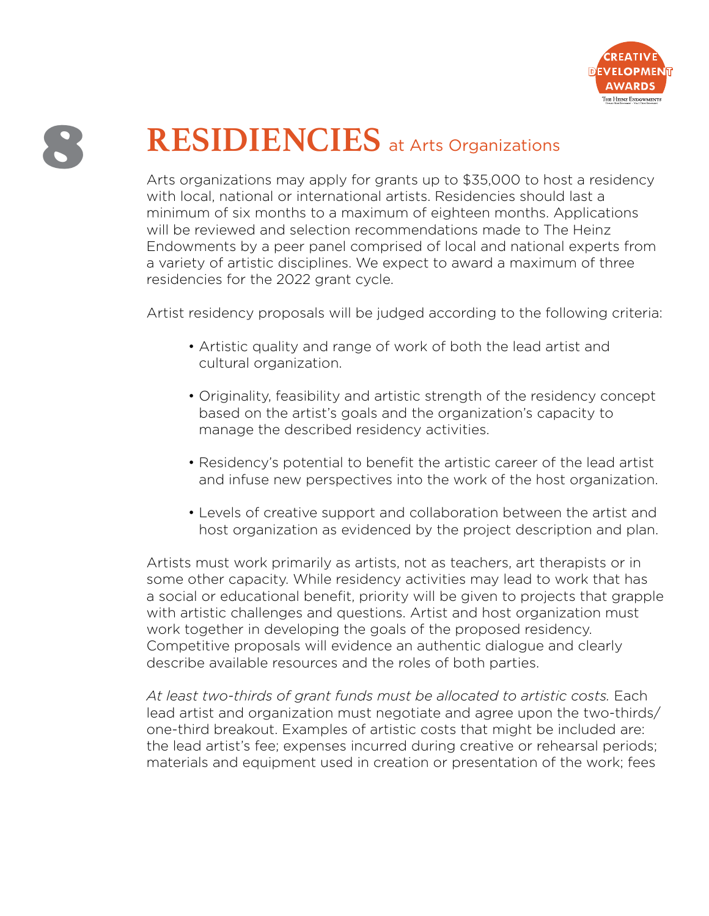# 8 RESIDIENCIES at Arts Organizations

Arts organizations may apply for grants up to $35,000 to host a residency with local, national or international artists. Residencies should last a minimum of six months to a maximum of eighteen months. Applications will be reviewed and selection recommendations made to The Heinz Endowments by a peer panel comprised of local and national experts from a variety of artistic disciplines. We expect to award a maximum of three residencies for the 2022 grant cycle.

Artist residency proposals will be judged according to the following criteria:

- Artistic quality and range of work of both the lead artist and cultural organization.
- Originality, feasibility and artistic strength of the residency concept based on the artist's goals and the organization's capacity to manage the described residency activities.
- Residency's potential to benefit the artistic career of the lead artist and infuse new perspectives into the work of the host organization.
- Levels of creative support and collaboration between the artist and host organization as evidenced by the project description and plan.

Artists must work primarily as artists, not as teachers, art therapists or in some other capacity. While residency activities may lead to work that has a social or educational benefit, priority will be given to projects that grapple with artistic challenges and questions. Artist and host organization must work together in developing the goals of the proposed residency. Competitive proposals will evidence an authentic dialogue and clearly describe available resources and the roles of both parties.

*At least two-thirds of grant funds must be allocated to artistic costs.* Each lead artist and organization must negotiate and agree upon the two-thirds/one-third breakout. Examples of artistic costs that might be included are: the lead artist's fee; expenses incurred during creative or rehearsal periods; materials and equipment used in creation or presentation of the work; fees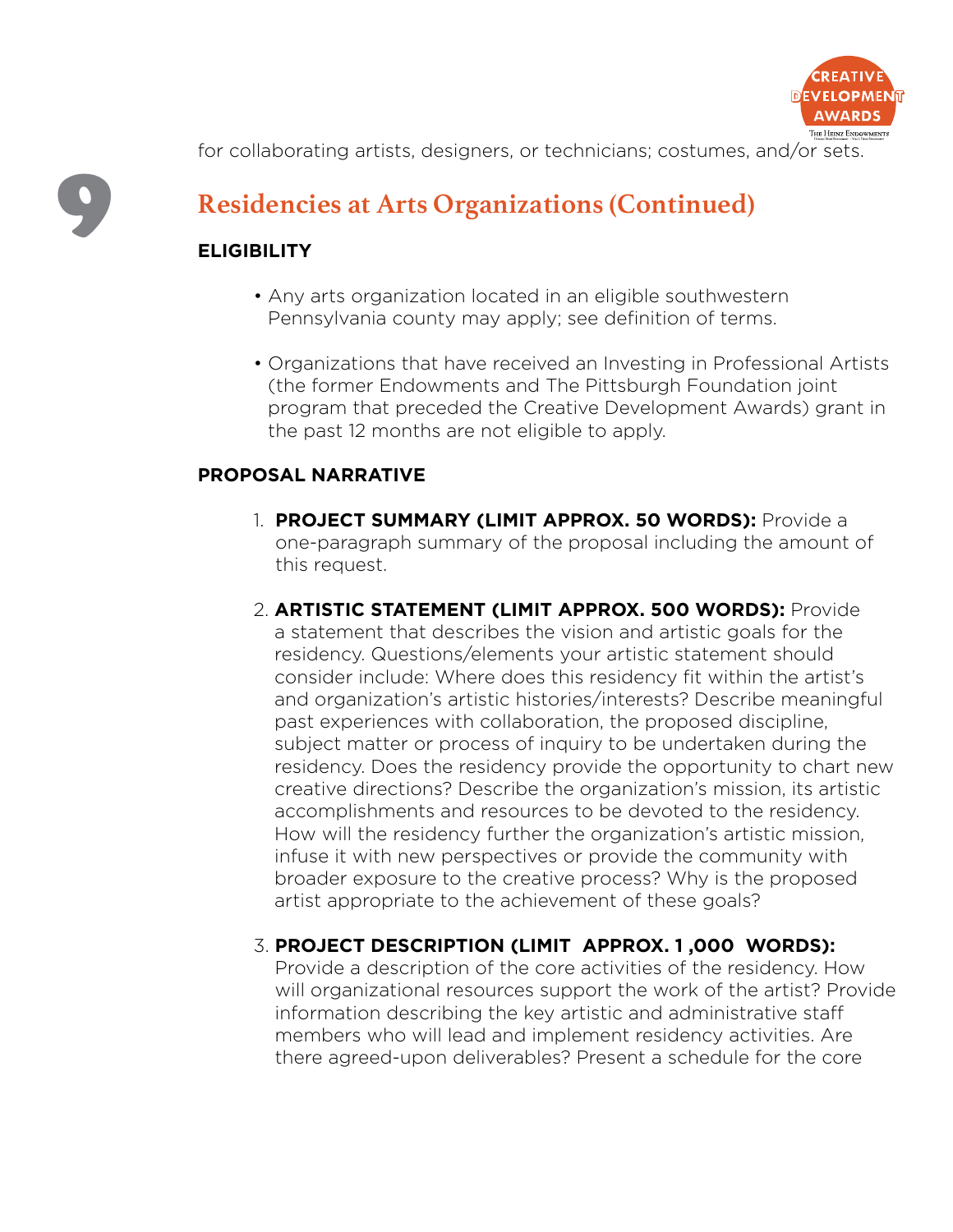for collaborating artists, designers, or technicians; costumes, and/or sets.

## Residencies at Arts Organizations (Continued)

**ELIGIBILITY**

- Any arts organization located in an eligible southwestern Pennsylvania county may apply; see definition of terms.
- Organizations that have received an Investing in Professional Artists (the former Endowments and The Pittsburgh Foundation joint program that preceded the Creative Development Awards) grant in the past 12 months are not eligible to apply.

**PROPOSAL NARRATIVE**

1. **PROJECT SUMMARY (LIMIT APPROX. 50 WORDS):** Provide a one-paragraph summary of the proposal including the amount of this request.
2. **ARTISTIC STATEMENT (LIMIT APPROX. 500 WORDS):** Provide a statement that describes the vision and artistic goals for the residency. Questions/elements your artistic statement should consider include: Where does this residency fit within the artist's and organization's artistic histories/interests? Describe meaningful past experiences with collaboration, the proposed discipline, subject matter or process of inquiry to be undertaken during the residency. Does the residency provide the opportunity to chart new creative directions? Describe the organization's mission, its artistic accomplishments and resources to be devoted to the residency. How will the residency further the organization's artistic mission, infuse it with new perspectives or provide the community with broader exposure to the creative process? Why is the proposed artist appropriate to the achievement of these goals?
3. **PROJECT DESCRIPTION (LIMIT APPROX. 1,000 WORDS):** Provide a description of the core activities of the residency. How will organizational resources support the work of the artist? Provide information describing the key artistic and administrative staff members who will lead and implement residency activities. Are there agreed-upon deliverables? Present a schedule for the core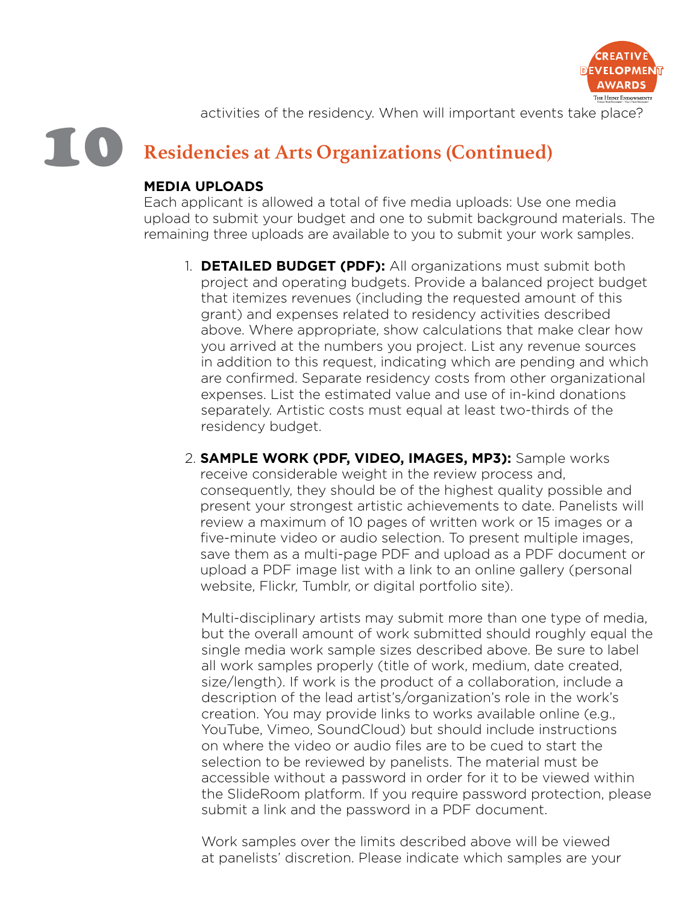activities of the residency. When will important events take place?

## 10 Residencies at Arts Organizations (Continued)

**MEDIA UPLOADS**

Each applicant is allowed a total of five media uploads: Use one media upload to submit your budget and one to submit background materials. The remaining three uploads are available to you to submit your work samples.

1. **DETAILED BUDGET (PDF):** All organizations must submit both project and operating budgets. Provide a balanced project budget that itemizes revenues (including the requested amount of this grant) and expenses related to residency activities described above. Where appropriate, show calculations that make clear how you arrived at the numbers you project. List any revenue sources in addition to this request, indicating which are pending and which are confirmed. Separate residency costs from other organizational expenses. List the estimated value and use of in-kind donations separately. Artistic costs must equal at least two-thirds of the residency budget.

2. **SAMPLE WORK (PDF, VIDEO, IMAGES, MP3):** Sample works receive considerable weight in the review process and, consequently, they should be of the highest quality possible and present your strongest artistic achievements to date. Panelists will review a maximum of 10 pages of written work or 15 images or a five-minute video or audio selection. To present multiple images, save them as a multi-page PDF and upload as a PDF document or upload a PDF image list with a link to an online gallery (personal website, Flickr, Tumblr, or digital portfolio site).

   Multi-disciplinary artists may submit more than one type of media, but the overall amount of work submitted should roughly equal the single media work sample sizes described above. Be sure to label all work samples properly (title of work, medium, date created, size/length). If work is the product of a collaboration, include a description of the lead artist's/organization's role in the work's creation. You may provide links to works available online (e.g., YouTube, Vimeo, SoundCloud) but should include instructions on where the video or audio files are to be cued to start the selection to be reviewed by panelists. The material must be accessible without a password in order for it to be viewed within the SlideRoom platform. If you require password protection, please submit a link and the password in a PDF document.

   Work samples over the limits described above will be viewed at panelists' discretion. Please indicate which samples are your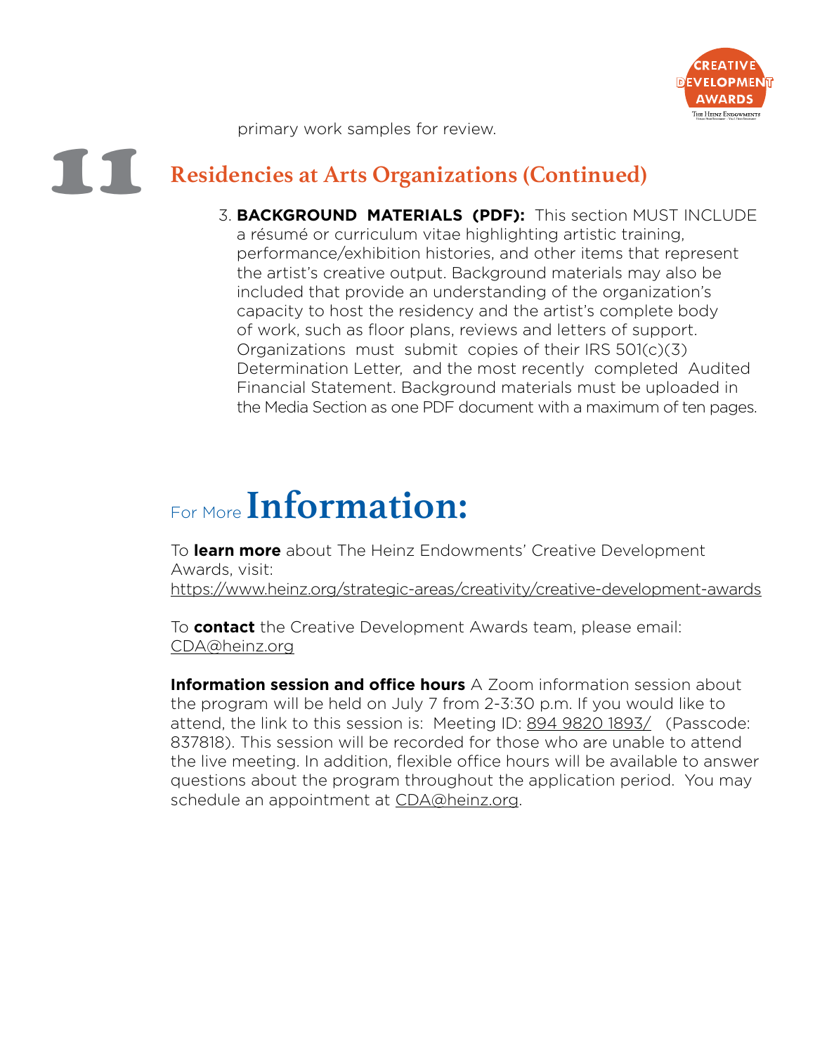primary work samples for review.

# 11 Residencies at Arts Organizations (Continued)

3. **BACKGROUND MATERIALS (PDF):** This section MUST INCLUDE a résumé or curriculum vitae highlighting artistic training, performance/exhibition histories, and other items that represent the artist's creative output. Background materials may also be included that provide an understanding of the organization's capacity to host the residency and the artist's complete body of work, such as floor plans, reviews and letters of support. Organizations must submit copies of their IRS 501(c)(3) Determination Letter, and the most recently completed Audited Financial Statement. Background materials must be uploaded in the Media Section as one PDF document with a maximum of ten pages.

# For More Information:

To **learn more** about The Heinz Endowments' Creative Development Awards, visit: https://www.heinz.org/strategic-areas/creativity/creative-development-awards

To **contact** the Creative Development Awards team, please email: CDA@heinz.org

**Information session and office hours** A Zoom information session about the program will be held on July 7 from 2-3:30 p.m. If you would like to attend, the link to this session is: Meeting ID: 894 9820 1893/ (Passcode: 837818). This session will be recorded for those who are unable to attend the live meeting. In addition, flexible office hours will be available to answer questions about the program throughout the application period. You may schedule an appointment at CDA@heinz.org.